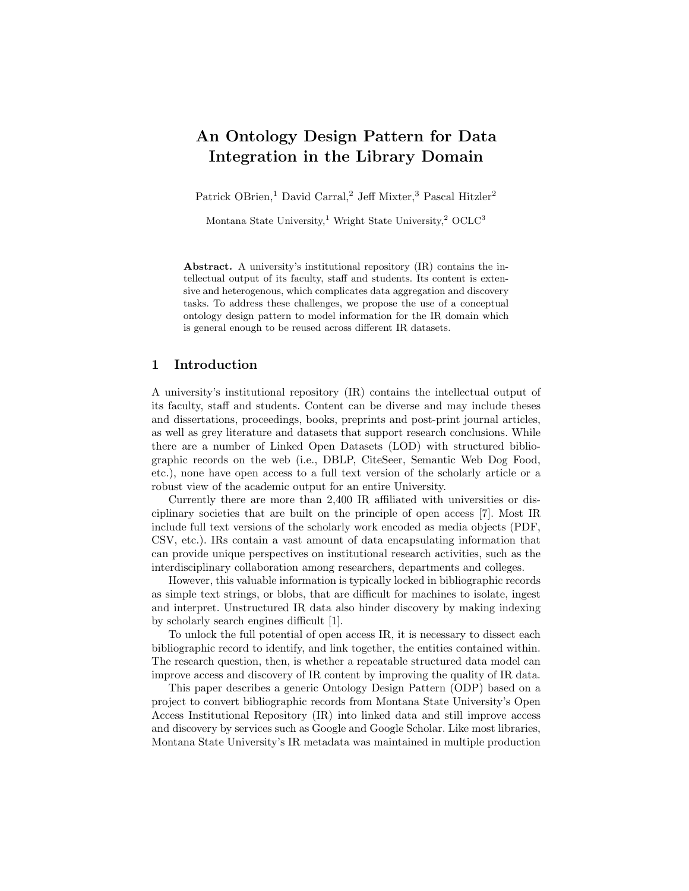# An Ontology Design Pattern for Data Integration in the Library Domain

Patrick OBrien,[1] David Carral,[2] Jeff Mixter,[3] Pascal Hitzler[2]

Montana State University,[1] Wright State University,[2] OCLC[3]

**Abstract.** A university's institutional repository (IR) contains the intellectual output of its faculty, staff and students. Its content is extensive and heterogenous, which complicates data aggregation and discovery tasks. To address these challenges, we propose the use of a conceptual ontology design pattern to model information for the IR domain which is general enough to be reused across different IR datasets.

## 1 Introduction

A university's institutional repository (IR) contains the intellectual output of its faculty, staff and students. Content can be diverse and may include theses and dissertations, proceedings, books, preprints and post-print journal articles, as well as grey literature and datasets that support research conclusions. While there are a number of Linked Open Datasets (LOD) with structured bibliographic records on the web (i.e., DBLP, CiteSeer, Semantic Web Dog Food, etc.), none have open access to a full text version of the scholarly article or a robust view of the academic output for an entire University.

Currently there are more than 2,400 IR affiliated with universities or disciplinary societies that are built on the principle of open access [7]. Most IR include full text versions of the scholarly work encoded as media objects (PDF, CSV, etc.). IRs contain a vast amount of data encapsulating information that can provide unique perspectives on institutional research activities, such as the interdisciplinary collaboration among researchers, departments and colleges.

However, this valuable information is typically locked in bibliographic records as simple text strings, or blobs, that are difficult for machines to isolate, ingest and interpret. Unstructured IR data also hinder discovery by making indexing by scholarly search engines difficult [1].

To unlock the full potential of open access IR, it is necessary to dissect each bibliographic record to identify, and link together, the entities contained within. The research question, then, is whether a repeatable structured data model can improve access and discovery of IR content by improving the quality of IR data.

This paper describes a generic Ontology Design Pattern (ODP) based on a project to convert bibliographic records from Montana State University's Open Access Institutional Repository (IR) into linked data and still improve access and discovery by services such as Google and Google Scholar. Like most libraries, Montana State University's IR metadata was maintained in multiple production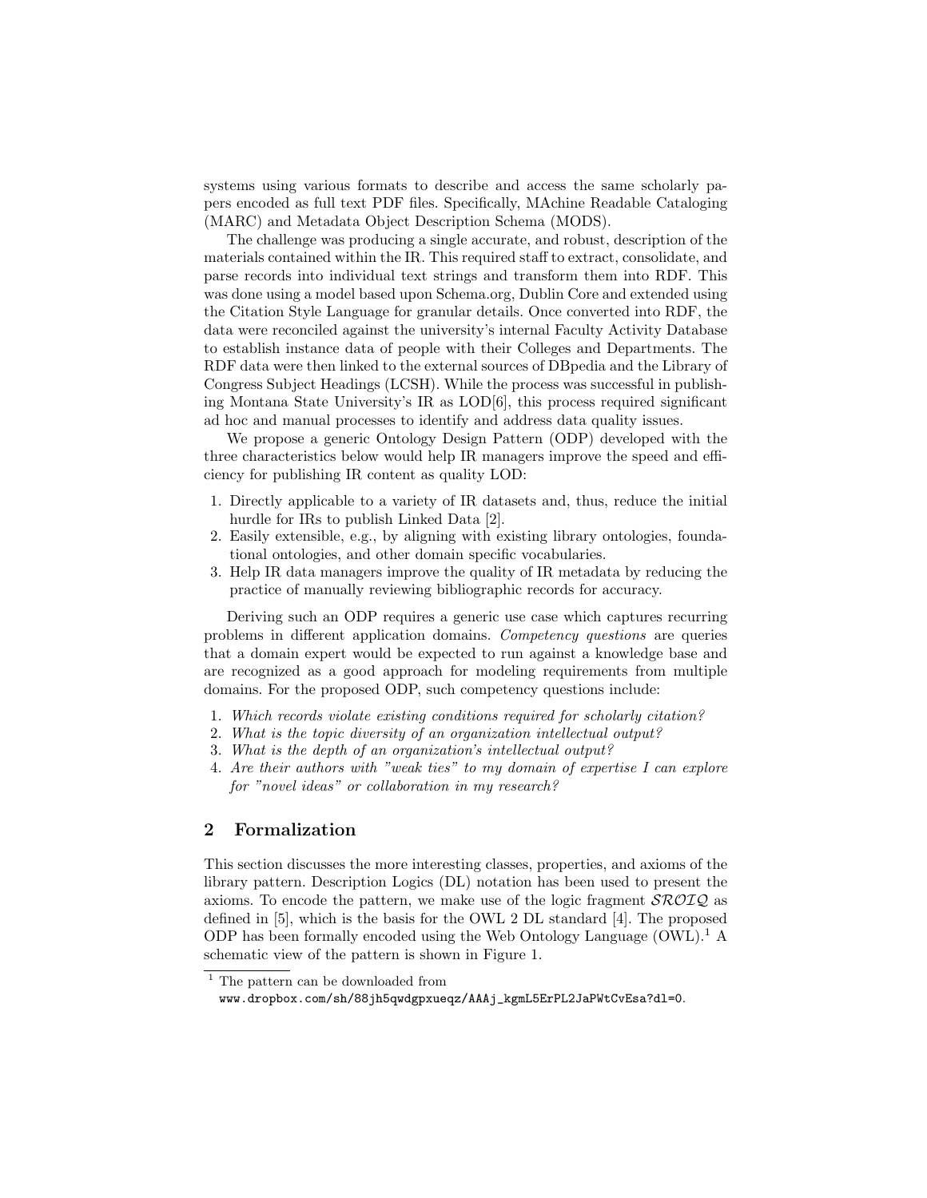systems using various formats to describe and access the same scholarly papers encoded as full text PDF files. Specifically, MAchine Readable Cataloging (MARC) and Metadata Object Description Schema (MODS).

The challenge was producing a single accurate, and robust, description of the materials contained within the IR. This required staff to extract, consolidate, and parse records into individual text strings and transform them into RDF. This was done using a model based upon Schema.org, Dublin Core and extended using the Citation Style Language for granular details. Once converted into RDF, the data were reconciled against the university's internal Faculty Activity Database to establish instance data of people with their Colleges and Departments. The RDF data were then linked to the external sources of DBpedia and the Library of Congress Subject Headings (LCSH). While the process was successful in publishing Montana State University's IR as LOD[6], this process required significant ad hoc and manual processes to identify and address data quality issues.

We propose a generic Ontology Design Pattern (ODP) developed with the three characteristics below would help IR managers improve the speed and efficiency for publishing IR content as quality LOD:

1. Directly applicable to a variety of IR datasets and, thus, reduce the initial hurdle for IRs to publish Linked Data [2].
2. Easily extensible, e.g., by aligning with existing library ontologies, foundational ontologies, and other domain specific vocabularies.
3. Help IR data managers improve the quality of IR metadata by reducing the practice of manually reviewing bibliographic records for accuracy.

Deriving such an ODP requires a generic use case which captures recurring problems in different application domains. *Competency questions* are queries that a domain expert would be expected to run against a knowledge base and are recognized as a good approach for modeling requirements from multiple domains. For the proposed ODP, such competency questions include:

1. *Which records violate existing conditions required for scholarly citation?*
2. *What is the topic diversity of an organization intellectual output?*
3. *What is the depth of an organization's intellectual output?*
4. *Are their authors with "weak ties" to my domain of expertise I can explore for "novel ideas" or collaboration in my research?*

## 2 Formalization

This section discusses the more interesting classes, properties, and axioms of the library pattern. Description Logics (DL) notation has been used to present the axioms. To encode the pattern, we make use of the logic fragment $\mathcal{SROIQ}$ as defined in [5], which is the basis for the OWL 2 DL standard [4]. The proposed ODP has been formally encoded using the Web Ontology Language (OWL).[1] A schematic view of the pattern is shown in Figure 1.

[1] The pattern can be downloaded from www.dropbox.com/sh/88jh5qwdgpxueqz/AAAj_kgmL5ErPL2JaPWtCvEsa?dl=0.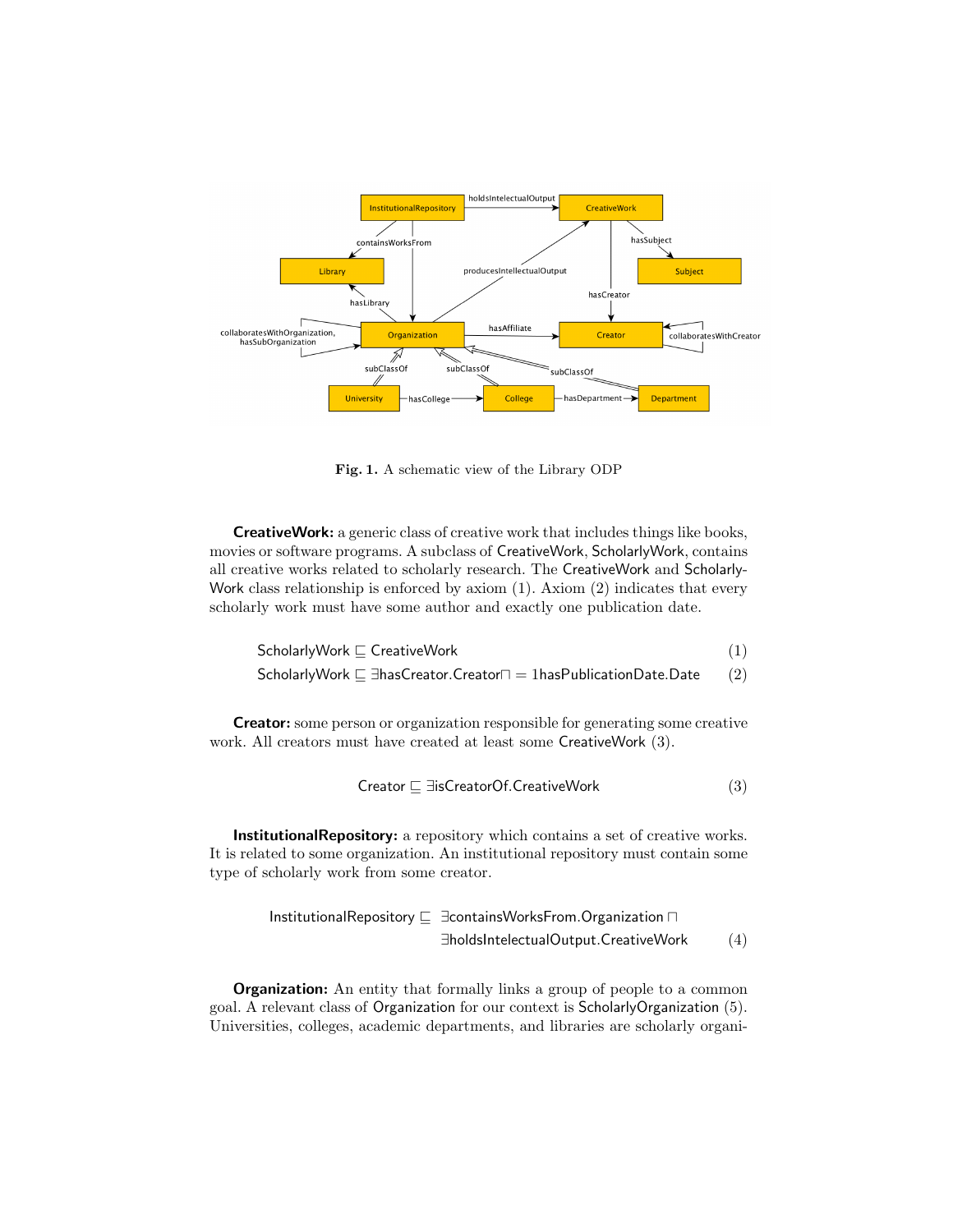**Fig. 1.** A schematic view of the Library ODP

**CreativeWork:** a generic class of creative work that includes things like books, movies or software programs. A subclass of CreativeWork, ScholarlyWork, contains all creative works related to scholarly research. The CreativeWork and ScholarlyWork class relationship is enforced by axiom (1). Axiom (2) indicates that every scholarly work must have some author and exactly one publication date.

$$\mathsf{ScholarlyWork} \sqsubseteq \mathsf{CreativeWork} \tag{1}$$

$$\mathsf{ScholarlyWork} \sqsubseteq \exists \mathsf{hasCreator}.\mathsf{Creator} \sqcap = 1 \mathsf{hasPublicationDate}.\mathsf{Date} \tag{2}$$

**Creator:** some person or organization responsible for generating some creative work. All creators must have created at least some CreativeWork (3).

$$\mathsf{Creator} \sqsubseteq \exists \mathsf{isCreatorOf}.\mathsf{CreativeWork} \tag{3}$$

**InstitutionalRepository:** a repository which contains a set of creative works. It is related to some organization. An institutional repository must contain some type of scholarly work from some creator.

$$\mathsf{InstitutionalRepository} \sqsubseteq \exists \mathsf{containsWorksFrom}.\mathsf{Organization} \sqcap \exists \mathsf{holdsIntelectualOutput}.\mathsf{CreativeWork} \tag{4}$$

**Organization:** An entity that formally links a group of people to a common goal. A relevant class of Organization for our context is ScholarlyOrganization (5). Universities, colleges, academic departments, and libraries are scholarly organi-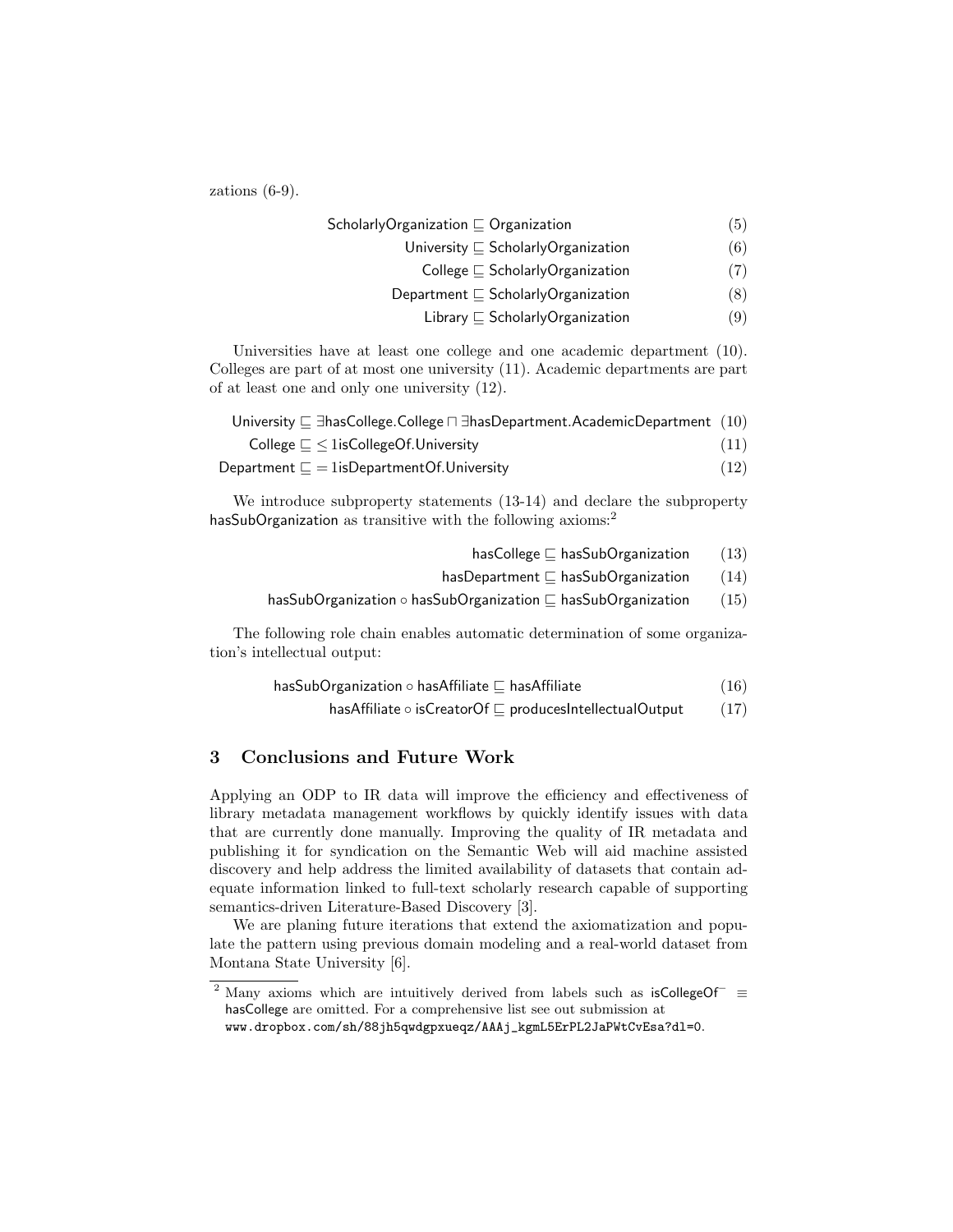zations (6-9).

$$\mathsf{ScholarlyOrganization} \sqsubseteq \mathsf{Organization} \tag{5}$$

$$\mathsf{University} \sqsubseteq \mathsf{ScholarlyOrganization} \tag{6}$$

$$\mathsf{College} \sqsubseteq \mathsf{ScholarlyOrganization} \tag{7}$$

$$\mathsf{Department} \sqsubseteq \mathsf{ScholarlyOrganization} \tag{8}$$

$$\mathsf{Library} \sqsubseteq \mathsf{ScholarlyOrganization} \tag{9}$$

Universities have at least one college and one academic department (10). Colleges are part of at most one university (11). Academic departments are part of at least one and only one university (12).

$$\mathsf{University} \sqsubseteq \exists \mathsf{hasCollege}.\mathsf{College} \sqcap \exists \mathsf{hasDepartment}.\mathsf{AcademicDepartment} \tag{10}$$

$$\mathsf{College} \sqsubseteq \leq 1 \mathsf{isCollegeOf}.\mathsf{University} \tag{11}$$

$$\mathsf{Department} \sqsubseteq = 1 \mathsf{isDepartmentOf}.\mathsf{University} \tag{12}$$

We introduce subproperty statements (13-14) and declare the subproperty hasSubOrganization as transitive with the following axioms:[2]

$$\mathsf{hasCollege} \sqsubseteq \mathsf{hasSubOrganization} \tag{13}$$

$$\mathsf{hasDepartment} \sqsubseteq \mathsf{hasSubOrganization} \tag{14}$$

$$\mathsf{hasSubOrganization} \circ \mathsf{hasSubOrganization} \sqsubseteq \mathsf{hasSubOrganization} \tag{15}$$

The following role chain enables automatic determination of some organization's intellectual output:

$$\mathsf{hasSubOrganization} \circ \mathsf{hasAffiliate} \sqsubseteq \mathsf{hasAffiliate} \tag{16}$$

$$\mathsf{hasAffiliate} \circ \mathsf{isCreatorOf} \sqsubseteq \mathsf{producesIntellectualOutput} \tag{17}$$

## 3 Conclusions and Future Work

Applying an ODP to IR data will improve the efficiency and effectiveness of library metadata management workflows by quickly identify issues with data that are currently done manually. Improving the quality of IR metadata and publishing it for syndication on the Semantic Web will aid machine assisted discovery and help address the limited availability of datasets that contain adequate information linked to full-text scholarly research capable of supporting semantics-driven Literature-Based Discovery [3].

We are planing future iterations that extend the axiomatization and populate the pattern using previous domain modeling and a real-world dataset from Montana State University [6].

[2] Many axioms which are intuitively derived from labels such as $\mathsf{isCollegeOf}^{-} \equiv \mathsf{hasCollege}$ are omitted. For a comprehensive list see out submission at www.dropbox.com/sh/88jh5qwdgpxueqz/AAAj_kgmL5ErPL2JaPWtCvEsa?dl=0.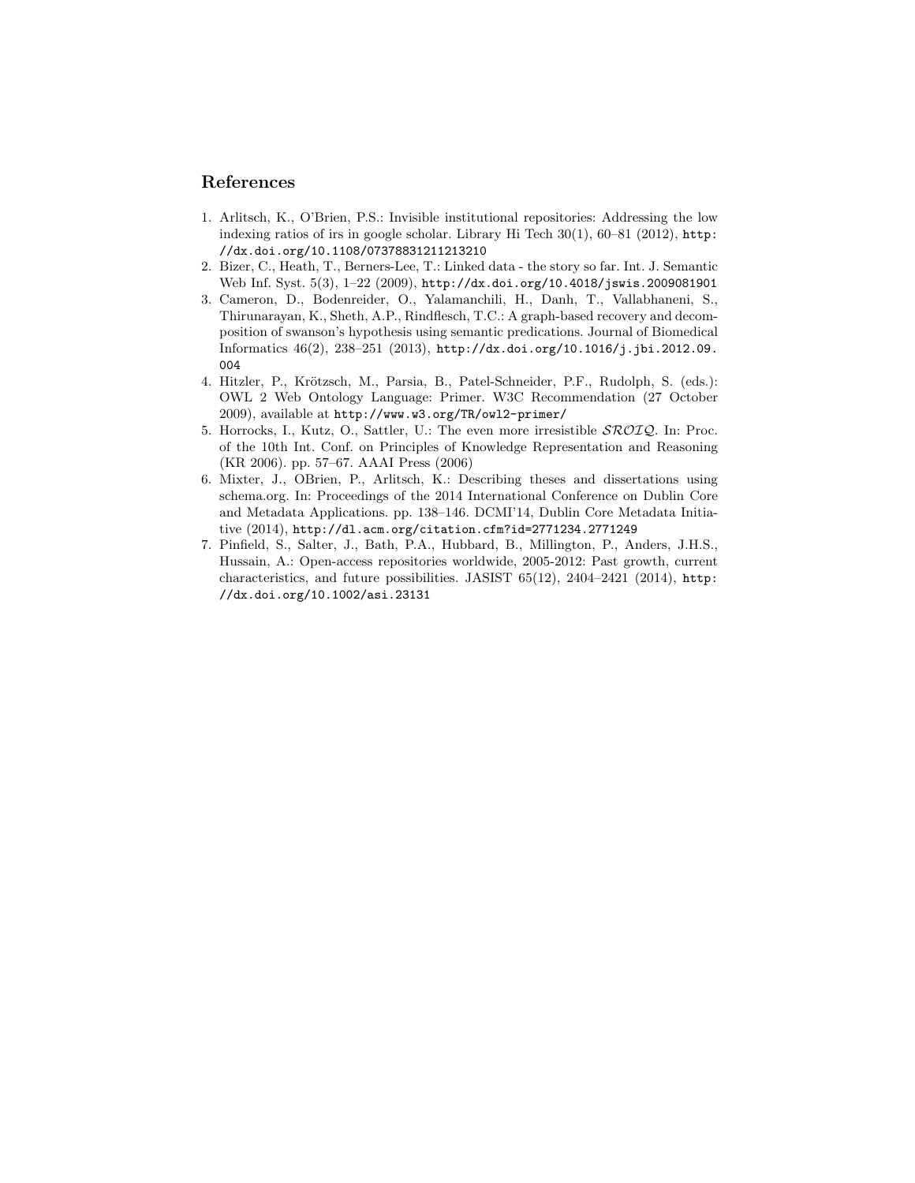## References

1. Arlitsch, K., O'Brien, P.S.: Invisible institutional repositories: Addressing the low indexing ratios of irs in google scholar. Library Hi Tech 30(1), 60–81 (2012), http://dx.doi.org/10.1108/07378831211213210
2. Bizer, C., Heath, T., Berners-Lee, T.: Linked data - the story so far. Int. J. Semantic Web Inf. Syst. 5(3), 1–22 (2009), http://dx.doi.org/10.4018/jswis.2009081901
3. Cameron, D., Bodenreider, O., Yalamanchili, H., Danh, T., Vallabhaneni, S., Thirunarayan, K., Sheth, A.P., Rindflesch, T.C.: A graph-based recovery and decomposition of swanson's hypothesis using semantic predications. Journal of Biomedical Informatics 46(2), 238–251 (2013), http://dx.doi.org/10.1016/j.jbi.2012.09.004
4. Hitzler, P., Krötzsch, M., Parsia, B., Patel-Schneider, P.F., Rudolph, S. (eds.): OWL 2 Web Ontology Language: Primer. W3C Recommendation (27 October 2009), available at http://www.w3.org/TR/owl2-primer/
5. Horrocks, I., Kutz, O., Sattler, U.: The even more irresistible $\mathcal{SROIQ}$. In: Proc. of the 10th Int. Conf. on Principles of Knowledge Representation and Reasoning (KR 2006). pp. 57–67. AAAI Press (2006)
6. Mixter, J., OBrien, P., Arlitsch, K.: Describing theses and dissertations using schema.org. In: Proceedings of the 2014 International Conference on Dublin Core and Metadata Applications. pp. 138–146. DCMI'14, Dublin Core Metadata Initiative (2014), http://dl.acm.org/citation.cfm?id=2771234.2771249
7. Pinfield, S., Salter, J., Bath, P.A., Hubbard, B., Millington, P., Anders, J.H.S., Hussain, A.: Open-access repositories worldwide, 2005-2012: Past growth, current characteristics, and future possibilities. JASIST 65(12), 2404–2421 (2014), http://dx.doi.org/10.1002/asi.23131